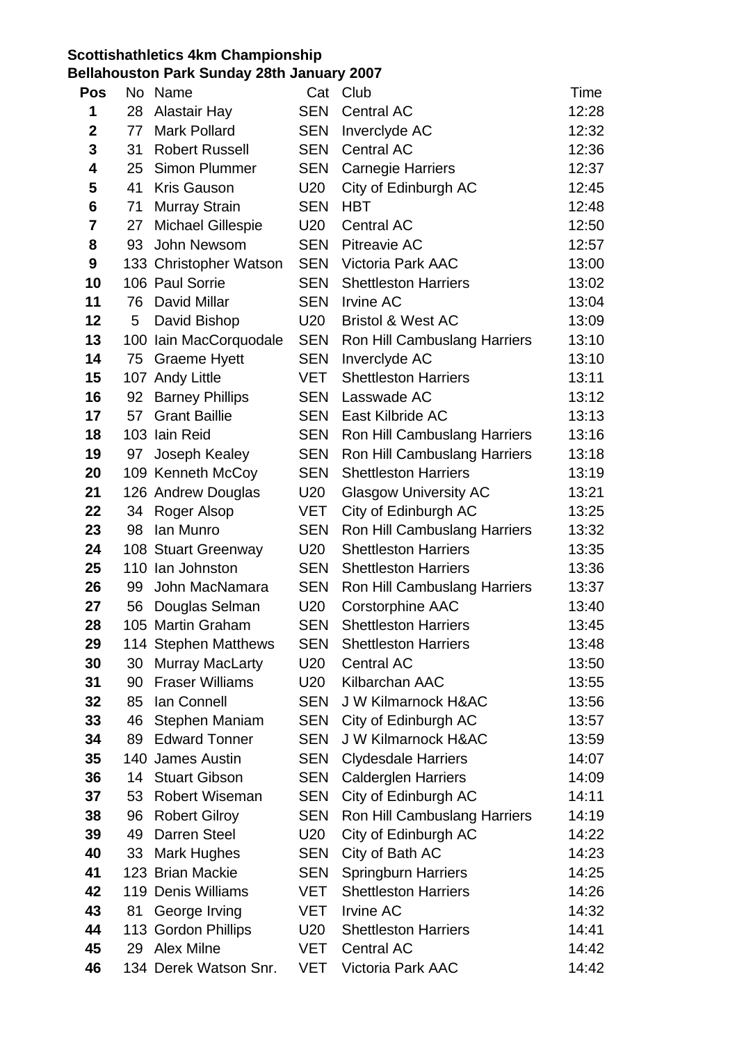**Scottishathletics 4km Championship**
**Bellahouston Park Sunday 28th January 2007**

| Pos | No | Name | Cat | Club | Time |
|---|---|---|---|---|---|
| 1 | 28 | Alastair Hay | SEN | Central AC | 12:28 |
| 2 | 77 | Mark Pollard | SEN | Inverclyde AC | 12:32 |
| 3 | 31 | Robert Russell | SEN | Central AC | 12:36 |
| 4 | 25 | Simon Plummer | SEN | Carnegie Harriers | 12:37 |
| 5 | 41 | Kris Gauson | U20 | City of Edinburgh AC | 12:45 |
| 6 | 71 | Murray Strain | SEN | HBT | 12:48 |
| 7 | 27 | Michael Gillespie | U20 | Central AC | 12:50 |
| 8 | 93 | John Newsom | SEN | Pitreavie AC | 12:57 |
| 9 | 133 | Christopher Watson | SEN | Victoria Park AAC | 13:00 |
| 10 | 106 | Paul Sorrie | SEN | Shettleston Harriers | 13:02 |
| 11 | 76 | David Millar | SEN | Irvine AC | 13:04 |
| 12 | 5 | David Bishop | U20 | Bristol & West AC | 13:09 |
| 13 | 100 | Iain MacCorquodale | SEN | Ron Hill Cambuslang Harriers | 13:10 |
| 14 | 75 | Graeme Hyett | SEN | Inverclyde AC | 13:10 |
| 15 | 107 | Andy Little | VET | Shettleston Harriers | 13:11 |
| 16 | 92 | Barney Phillips | SEN | Lasswade AC | 13:12 |
| 17 | 57 | Grant Baillie | SEN | East Kilbride AC | 13:13 |
| 18 | 103 | Iain Reid | SEN | Ron Hill Cambuslang Harriers | 13:16 |
| 19 | 97 | Joseph Kealey | SEN | Ron Hill Cambuslang Harriers | 13:18 |
| 20 | 109 | Kenneth McCoy | SEN | Shettleston Harriers | 13:19 |
| 21 | 126 | Andrew Douglas | U20 | Glasgow University AC | 13:21 |
| 22 | 34 | Roger Alsop | VET | City of Edinburgh AC | 13:25 |
| 23 | 98 | Ian Munro | SEN | Ron Hill Cambuslang Harriers | 13:32 |
| 24 | 108 | Stuart Greenway | U20 | Shettleston Harriers | 13:35 |
| 25 | 110 | Ian Johnston | SEN | Shettleston Harriers | 13:36 |
| 26 | 99 | John MacNamara | SEN | Ron Hill Cambuslang Harriers | 13:37 |
| 27 | 56 | Douglas Selman | U20 | Corstorphine AAC | 13:40 |
| 28 | 105 | Martin Graham | SEN | Shettleston Harriers | 13:45 |
| 29 | 114 | Stephen Matthews | SEN | Shettleston Harriers | 13:48 |
| 30 | 30 | Murray MacLarty | U20 | Central AC | 13:50 |
| 31 | 90 | Fraser Williams | U20 | Kilbarchan AAC | 13:55 |
| 32 | 85 | Ian Connell | SEN | J W Kilmarnock H&AC | 13:56 |
| 33 | 46 | Stephen Maniam | SEN | City of Edinburgh AC | 13:57 |
| 34 | 89 | Edward Tonner | SEN | J W Kilmarnock H&AC | 13:59 |
| 35 | 140 | James Austin | SEN | Clydesdale Harriers | 14:07 |
| 36 | 14 | Stuart Gibson | SEN | Calderglen Harriers | 14:09 |
| 37 | 53 | Robert Wiseman | SEN | City of Edinburgh AC | 14:11 |
| 38 | 96 | Robert Gilroy | SEN | Ron Hill Cambuslang Harriers | 14:19 |
| 39 | 49 | Darren Steel | U20 | City of Edinburgh AC | 14:22 |
| 40 | 33 | Mark Hughes | SEN | City of Bath AC | 14:23 |
| 41 | 123 | Brian Mackie | SEN | Springburn Harriers | 14:25 |
| 42 | 119 | Denis Williams | VET | Shettleston Harriers | 14:26 |
| 43 | 81 | George Irving | VET | Irvine AC | 14:32 |
| 44 | 113 | Gordon Phillips | U20 | Shettleston Harriers | 14:41 |
| 45 | 29 | Alex Milne | VET | Central AC | 14:42 |
| 46 | 134 | Derek Watson Snr. | VET | Victoria Park AAC | 14:42 |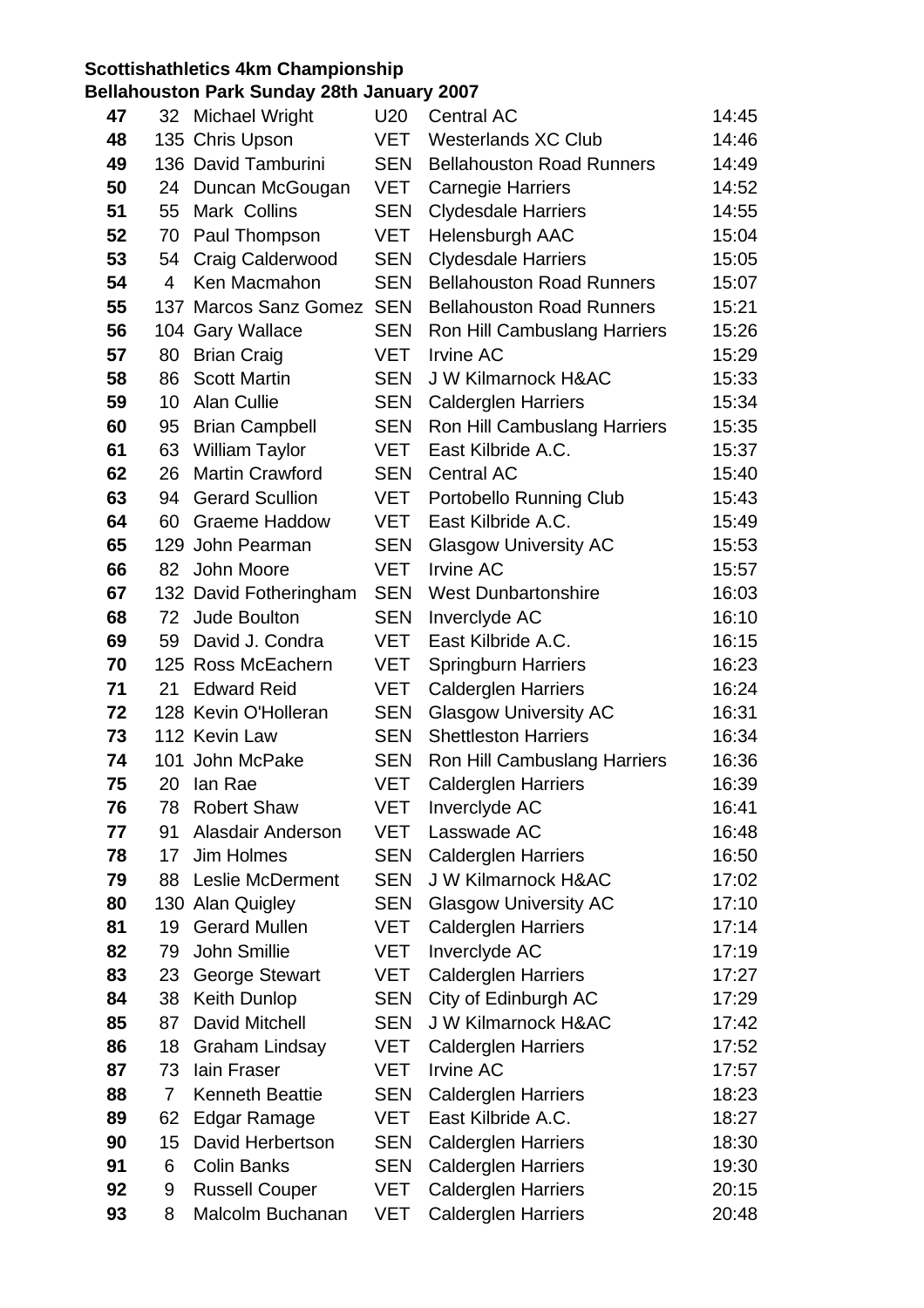**Scottishathletics 4km Championship**
**Bellahouston Park Sunday 28th January 2007**

| | | | | | |
|---|---|---|---|---|---|
| **47** | 32 | Michael Wright | U20 | Central AC | 14:45 |
| **48** | 135 | Chris Upson | VET | Westerlands XC Club | 14:46 |
| **49** | 136 | David Tamburini | SEN | Bellahouston Road Runners | 14:49 |
| **50** | 24 | Duncan McGougan | VET | Carnegie Harriers | 14:52 |
| **51** | 55 | Mark Collins | SEN | Clydesdale Harriers | 14:55 |
| **52** | 70 | Paul Thompson | VET | Helensburgh AAC | 15:04 |
| **53** | 54 | Craig Calderwood | SEN | Clydesdale Harriers | 15:05 |
| **54** | 4 | Ken Macmahon | SEN | Bellahouston Road Runners | 15:07 |
| **55** | 137 | Marcos Sanz Gomez | SEN | Bellahouston Road Runners | 15:21 |
| **56** | 104 | Gary Wallace | SEN | Ron Hill Cambuslang Harriers | 15:26 |
| **57** | 80 | Brian Craig | VET | Irvine AC | 15:29 |
| **58** | 86 | Scott Martin | SEN | J W Kilmarnock H&AC | 15:33 |
| **59** | 10 | Alan Cullie | SEN | Calderglen Harriers | 15:34 |
| **60** | 95 | Brian Campbell | SEN | Ron Hill Cambuslang Harriers | 15:35 |
| **61** | 63 | William Taylor | VET | East Kilbride A.C. | 15:37 |
| **62** | 26 | Martin Crawford | SEN | Central AC | 15:40 |
| **63** | 94 | Gerard Scullion | VET | Portobello Running Club | 15:43 |
| **64** | 60 | Graeme Haddow | VET | East Kilbride A.C. | 15:49 |
| **65** | 129 | John Pearman | SEN | Glasgow University AC | 15:53 |
| **66** | 82 | John Moore | VET | Irvine AC | 15:57 |
| **67** | 132 | David Fotheringham | SEN | West Dunbartonshire | 16:03 |
| **68** | 72 | Jude Boulton | SEN | Inverclyde AC | 16:10 |
| **69** | 59 | David J. Condra | VET | East Kilbride A.C. | 16:15 |
| **70** | 125 | Ross McEachern | VET | Springburn Harriers | 16:23 |
| **71** | 21 | Edward Reid | VET | Calderglen Harriers | 16:24 |
| **72** | 128 | Kevin O'Holleran | SEN | Glasgow University AC | 16:31 |
| **73** | 112 | Kevin Law | SEN | Shettleston Harriers | 16:34 |
| **74** | 101 | John McPake | SEN | Ron Hill Cambuslang Harriers | 16:36 |
| **75** | 20 | Ian Rae | VET | Calderglen Harriers | 16:39 |
| **76** | 78 | Robert Shaw | VET | Inverclyde AC | 16:41 |
| **77** | 91 | Alasdair Anderson | VET | Lasswade AC | 16:48 |
| **78** | 17 | Jim Holmes | SEN | Calderglen Harriers | 16:50 |
| **79** | 88 | Leslie McDerment | SEN | J W Kilmarnock H&AC | 17:02 |
| **80** | 130 | Alan Quigley | SEN | Glasgow University AC | 17:10 |
| **81** | 19 | Gerard Mullen | VET | Calderglen Harriers | 17:14 |
| **82** | 79 | John Smillie | VET | Inverclyde AC | 17:19 |
| **83** | 23 | George Stewart | VET | Calderglen Harriers | 17:27 |
| **84** | 38 | Keith Dunlop | SEN | City of Edinburgh AC | 17:29 |
| **85** | 87 | David Mitchell | SEN | J W Kilmarnock H&AC | 17:42 |
| **86** | 18 | Graham Lindsay | VET | Calderglen Harriers | 17:52 |
| **87** | 73 | Iain Fraser | VET | Irvine AC | 17:57 |
| **88** | 7 | Kenneth Beattie | SEN | Calderglen Harriers | 18:23 |
| **89** | 62 | Edgar Ramage | VET | East Kilbride A.C. | 18:27 |
| **90** | 15 | David Herbertson | SEN | Calderglen Harriers | 18:30 |
| **91** | 6 | Colin Banks | SEN | Calderglen Harriers | 19:30 |
| **92** | 9 | Russell Couper | VET | Calderglen Harriers | 20:15 |
| **93** | 8 | Malcolm Buchanan | VET | Calderglen Harriers | 20:48 |